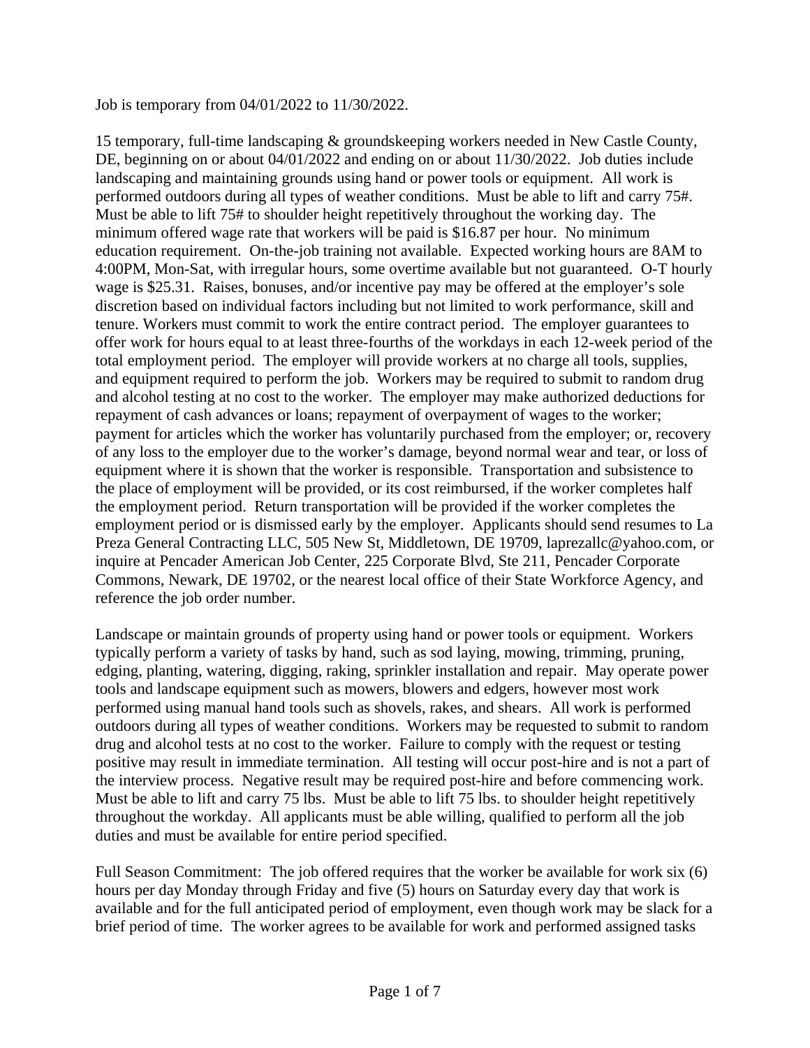Job is temporary from 04/01/2022 to 11/30/2022.

15 temporary, full-time landscaping & groundskeeping workers needed in New Castle County, DE, beginning on or about 04/01/2022 and ending on or about 11/30/2022. Job duties include landscaping and maintaining grounds using hand or power tools or equipment. All work is performed outdoors during all types of weather conditions. Must be able to lift and carry 75#. Must be able to lift 75# to shoulder height repetitively throughout the working day. The minimum offered wage rate that workers will be paid is $16.87 per hour. No minimum education requirement. On-the-job training not available. Expected working hours are 8AM to 4:00PM, Mon-Sat, with irregular hours, some overtime available but not guaranteed. O-T hourly wage is $25.31. Raises, bonuses, and/or incentive pay may be offered at the employer's sole discretion based on individual factors including but not limited to work performance, skill and tenure. Workers must commit to work the entire contract period. The employer guarantees to offer work for hours equal to at least three-fourths of the workdays in each 12-week period of the total employment period. The employer will provide workers at no charge all tools, supplies, and equipment required to perform the job. Workers may be required to submit to random drug and alcohol testing at no cost to the worker. The employer may make authorized deductions for repayment of cash advances or loans; repayment of overpayment of wages to the worker; payment for articles which the worker has voluntarily purchased from the employer; or, recovery of any loss to the employer due to the worker's damage, beyond normal wear and tear, or loss of equipment where it is shown that the worker is responsible. Transportation and subsistence to the place of employment will be provided, or its cost reimbursed, if the worker completes half the employment period. Return transportation will be provided if the worker completes the employment period or is dismissed early by the employer. Applicants should send resumes to La Preza General Contracting LLC, 505 New St, Middletown, DE 19709, laprezallc@yahoo.com, or inquire at Pencader American Job Center, 225 Corporate Blvd, Ste 211, Pencader Corporate Commons, Newark, DE 19702, or the nearest local office of their State Workforce Agency, and reference the job order number.

Landscape or maintain grounds of property using hand or power tools or equipment. Workers typically perform a variety of tasks by hand, such as sod laying, mowing, trimming, pruning, edging, planting, watering, digging, raking, sprinkler installation and repair. May operate power tools and landscape equipment such as mowers, blowers and edgers, however most work performed using manual hand tools such as shovels, rakes, and shears. All work is performed outdoors during all types of weather conditions. Workers may be requested to submit to random drug and alcohol tests at no cost to the worker. Failure to comply with the request or testing positive may result in immediate termination. All testing will occur post-hire and is not a part of the interview process. Negative result may be required post-hire and before commencing work. Must be able to lift and carry 75 lbs. Must be able to lift 75 lbs. to shoulder height repetitively throughout the workday. All applicants must be able willing, qualified to perform all the job duties and must be available for entire period specified.

Full Season Commitment: The job offered requires that the worker be available for work six (6) hours per day Monday through Friday and five (5) hours on Saturday every day that work is available and for the full anticipated period of employment, even though work may be slack for a brief period of time. The worker agrees to be available for work and performed assigned tasks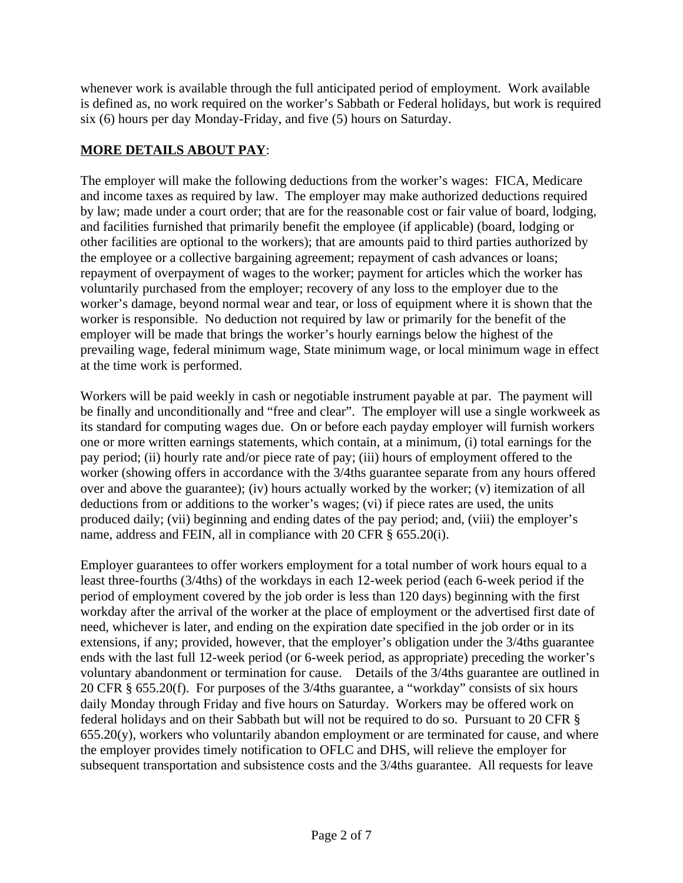whenever work is available through the full anticipated period of employment. Work available is defined as, no work required on the worker's Sabbath or Federal holidays, but work is required six (6) hours per day Monday-Friday, and five (5) hours on Saturday.

**MORE DETAILS ABOUT PAY**:

The employer will make the following deductions from the worker's wages: FICA, Medicare and income taxes as required by law. The employer may make authorized deductions required by law; made under a court order; that are for the reasonable cost or fair value of board, lodging, and facilities furnished that primarily benefit the employee (if applicable) (board, lodging or other facilities are optional to the workers); that are amounts paid to third parties authorized by the employee or a collective bargaining agreement; repayment of cash advances or loans; repayment of overpayment of wages to the worker; payment for articles which the worker has voluntarily purchased from the employer; recovery of any loss to the employer due to the worker's damage, beyond normal wear and tear, or loss of equipment where it is shown that the worker is responsible. No deduction not required by law or primarily for the benefit of the employer will be made that brings the worker's hourly earnings below the highest of the prevailing wage, federal minimum wage, State minimum wage, or local minimum wage in effect at the time work is performed.

Workers will be paid weekly in cash or negotiable instrument payable at par. The payment will be finally and unconditionally and "free and clear". The employer will use a single workweek as its standard for computing wages due. On or before each payday employer will furnish workers one or more written earnings statements, which contain, at a minimum, (i) total earnings for the pay period; (ii) hourly rate and/or piece rate of pay; (iii) hours of employment offered to the worker (showing offers in accordance with the 3/4ths guarantee separate from any hours offered over and above the guarantee); (iv) hours actually worked by the worker; (v) itemization of all deductions from or additions to the worker's wages; (vi) if piece rates are used, the units produced daily; (vii) beginning and ending dates of the pay period; and, (viii) the employer's name, address and FEIN, all in compliance with 20 CFR § 655.20(i).

Employer guarantees to offer workers employment for a total number of work hours equal to a least three-fourths (3/4ths) of the workdays in each 12-week period (each 6-week period if the period of employment covered by the job order is less than 120 days) beginning with the first workday after the arrival of the worker at the place of employment or the advertised first date of need, whichever is later, and ending on the expiration date specified in the job order or in its extensions, if any; provided, however, that the employer's obligation under the 3/4ths guarantee ends with the last full 12-week period (or 6-week period, as appropriate) preceding the worker's voluntary abandonment or termination for cause. Details of the 3/4ths guarantee are outlined in 20 CFR § 655.20(f). For purposes of the 3/4ths guarantee, a "workday" consists of six hours daily Monday through Friday and five hours on Saturday. Workers may be offered work on federal holidays and on their Sabbath but will not be required to do so. Pursuant to 20 CFR § 655.20(y), workers who voluntarily abandon employment or are terminated for cause, and where the employer provides timely notification to OFLC and DHS, will relieve the employer for subsequent transportation and subsistence costs and the 3/4ths guarantee. All requests for leave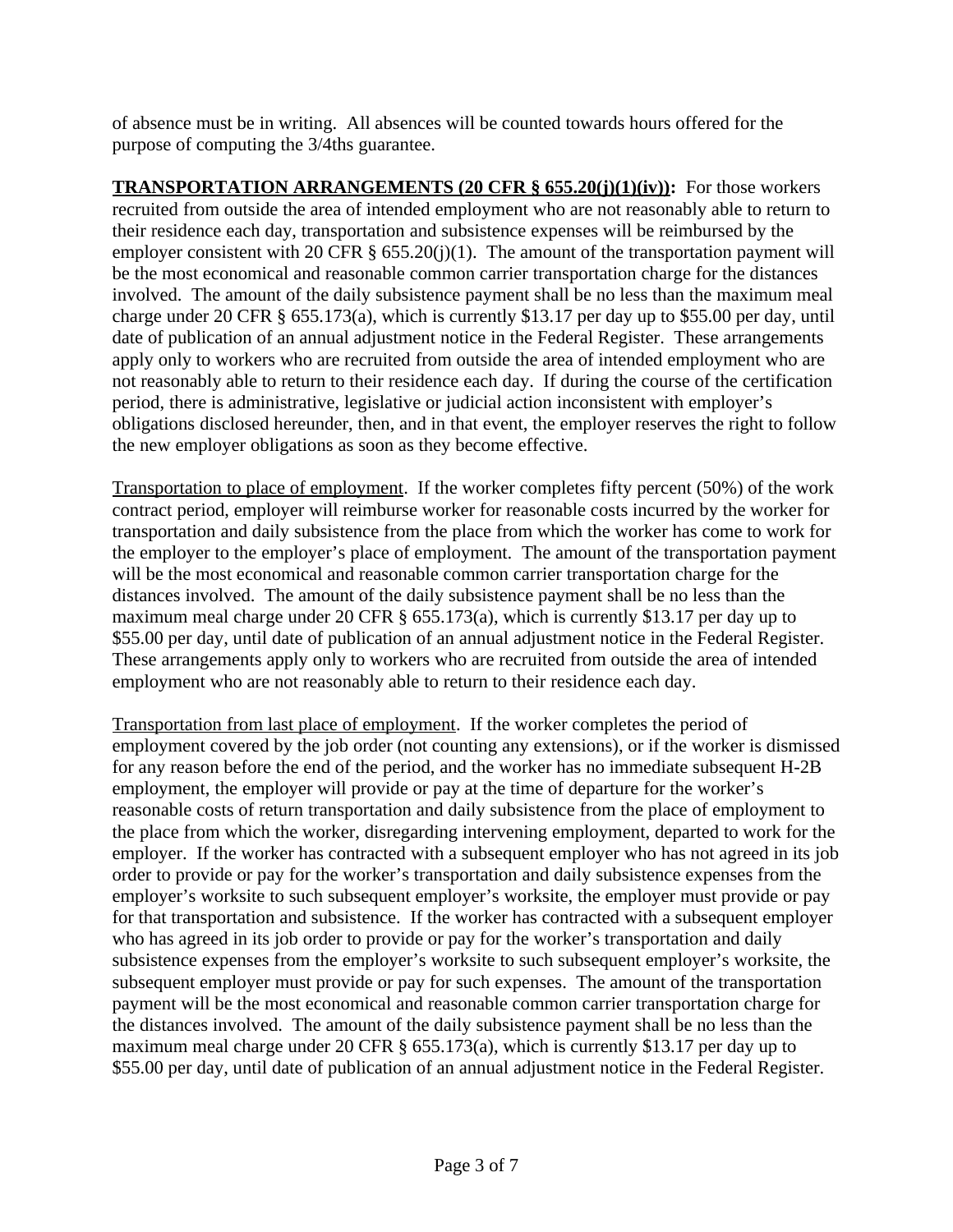of absence must be in writing. All absences will be counted towards hours offered for the purpose of computing the 3/4ths guarantee.

**TRANSPORTATION ARRANGEMENTS (20 CFR § 655.20(j)(1)(iv)):** For those workers recruited from outside the area of intended employment who are not reasonably able to return to their residence each day, transportation and subsistence expenses will be reimbursed by the employer consistent with 20 CFR § 655.20(j)(1). The amount of the transportation payment will be the most economical and reasonable common carrier transportation charge for the distances involved. The amount of the daily subsistence payment shall be no less than the maximum meal charge under 20 CFR § 655.173(a), which is currently $13.17 per day up to $55.00 per day, until date of publication of an annual adjustment notice in the Federal Register. These arrangements apply only to workers who are recruited from outside the area of intended employment who are not reasonably able to return to their residence each day. If during the course of the certification period, there is administrative, legislative or judicial action inconsistent with employer's obligations disclosed hereunder, then, and in that event, the employer reserves the right to follow the new employer obligations as soon as they become effective.

<u>Transportation to place of employment</u>. If the worker completes fifty percent (50%) of the work contract period, employer will reimburse worker for reasonable costs incurred by the worker for transportation and daily subsistence from the place from which the worker has come to work for the employer to the employer's place of employment. The amount of the transportation payment will be the most economical and reasonable common carrier transportation charge for the distances involved. The amount of the daily subsistence payment shall be no less than the maximum meal charge under 20 CFR § 655.173(a), which is currently $13.17 per day up to $55.00 per day, until date of publication of an annual adjustment notice in the Federal Register. These arrangements apply only to workers who are recruited from outside the area of intended employment who are not reasonably able to return to their residence each day.

<u>Transportation from last place of employment</u>. If the worker completes the period of employment covered by the job order (not counting any extensions), or if the worker is dismissed for any reason before the end of the period, and the worker has no immediate subsequent H-2B employment, the employer will provide or pay at the time of departure for the worker's reasonable costs of return transportation and daily subsistence from the place of employment to the place from which the worker, disregarding intervening employment, departed to work for the employer. If the worker has contracted with a subsequent employer who has not agreed in its job order to provide or pay for the worker's transportation and daily subsistence expenses from the employer's worksite to such subsequent employer's worksite, the employer must provide or pay for that transportation and subsistence. If the worker has contracted with a subsequent employer who has agreed in its job order to provide or pay for the worker's transportation and daily subsistence expenses from the employer's worksite to such subsequent employer's worksite, the subsequent employer must provide or pay for such expenses. The amount of the transportation payment will be the most economical and reasonable common carrier transportation charge for the distances involved. The amount of the daily subsistence payment shall be no less than the maximum meal charge under 20 CFR § 655.173(a), which is currently $13.17 per day up to $55.00 per day, until date of publication of an annual adjustment notice in the Federal Register.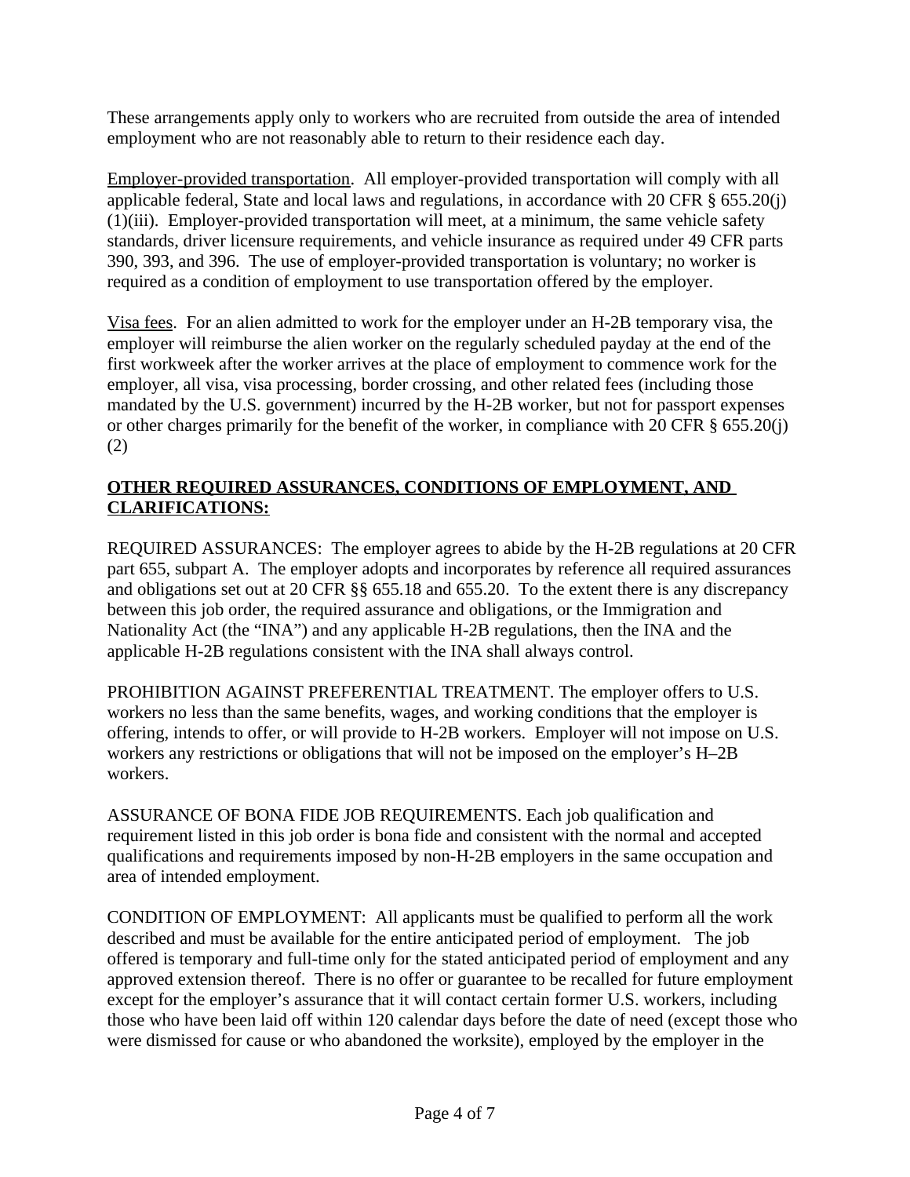These arrangements apply only to workers who are recruited from outside the area of intended employment who are not reasonably able to return to their residence each day.

Employer-provided transportation. All employer-provided transportation will comply with all applicable federal, State and local laws and regulations, in accordance with 20 CFR § 655.20(j)(1)(iii). Employer-provided transportation will meet, at a minimum, the same vehicle safety standards, driver licensure requirements, and vehicle insurance as required under 49 CFR parts 390, 393, and 396. The use of employer-provided transportation is voluntary; no worker is required as a condition of employment to use transportation offered by the employer.

Visa fees. For an alien admitted to work for the employer under an H-2B temporary visa, the employer will reimburse the alien worker on the regularly scheduled payday at the end of the first workweek after the worker arrives at the place of employment to commence work for the employer, all visa, visa processing, border crossing, and other related fees (including those mandated by the U.S. government) incurred by the H-2B worker, but not for passport expenses or other charges primarily for the benefit of the worker, in compliance with 20 CFR § 655.20(j)(2)

**OTHER REQUIRED ASSURANCES, CONDITIONS OF EMPLOYMENT, AND CLARIFICATIONS:**

REQUIRED ASSURANCES: The employer agrees to abide by the H-2B regulations at 20 CFR part 655, subpart A. The employer adopts and incorporates by reference all required assurances and obligations set out at 20 CFR §§ 655.18 and 655.20. To the extent there is any discrepancy between this job order, the required assurance and obligations, or the Immigration and Nationality Act (the "INA") and any applicable H-2B regulations, then the INA and the applicable H-2B regulations consistent with the INA shall always control.

PROHIBITION AGAINST PREFERENTIAL TREATMENT. The employer offers to U.S. workers no less than the same benefits, wages, and working conditions that the employer is offering, intends to offer, or will provide to H-2B workers. Employer will not impose on U.S. workers any restrictions or obligations that will not be imposed on the employer's H–2B workers.

ASSURANCE OF BONA FIDE JOB REQUIREMENTS. Each job qualification and requirement listed in this job order is bona fide and consistent with the normal and accepted qualifications and requirements imposed by non-H-2B employers in the same occupation and area of intended employment.

CONDITION OF EMPLOYMENT: All applicants must be qualified to perform all the work described and must be available for the entire anticipated period of employment. The job offered is temporary and full-time only for the stated anticipated period of employment and any approved extension thereof. There is no offer or guarantee to be recalled for future employment except for the employer's assurance that it will contact certain former U.S. workers, including those who have been laid off within 120 calendar days before the date of need (except those who were dismissed for cause or who abandoned the worksite), employed by the employer in the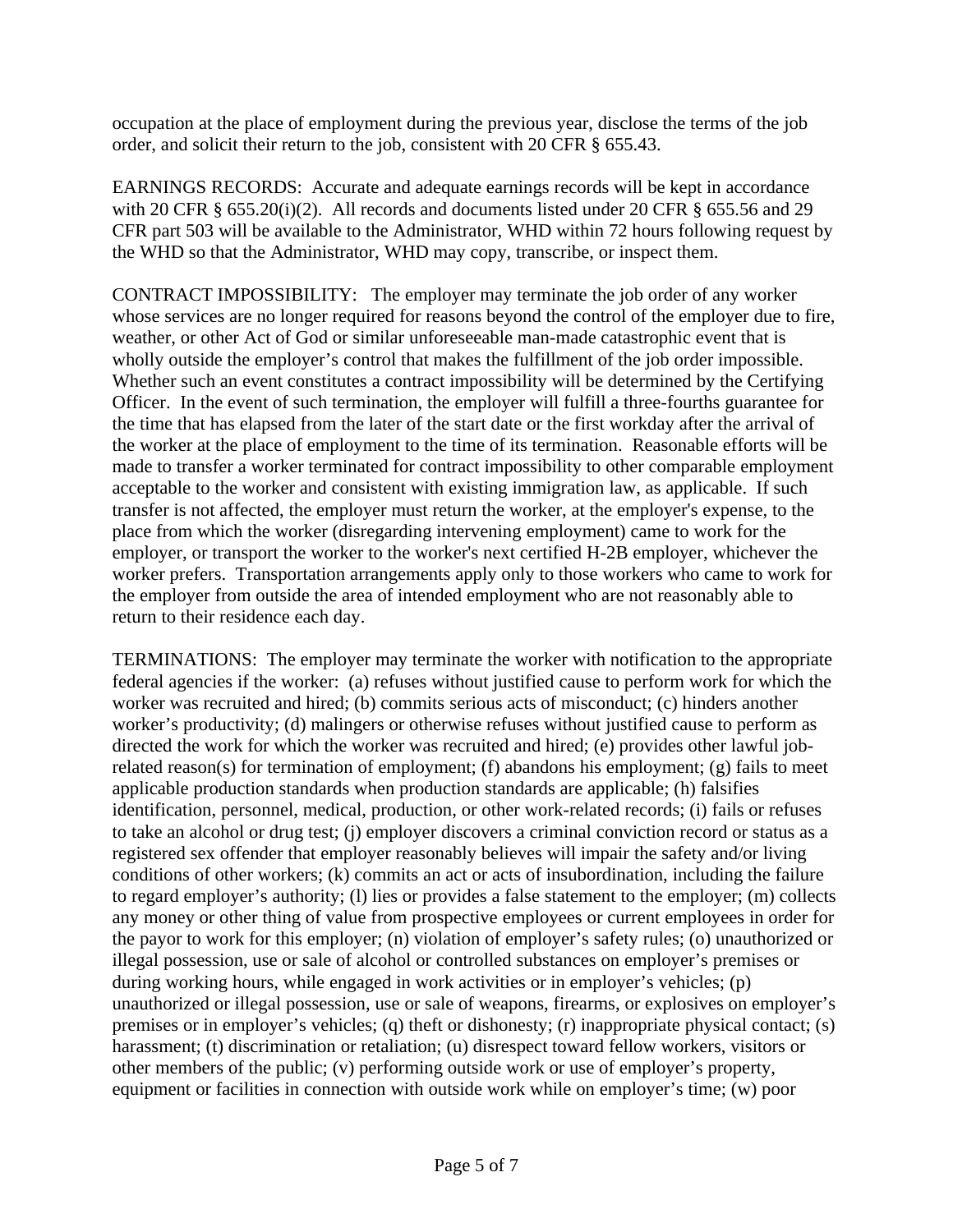occupation at the place of employment during the previous year, disclose the terms of the job order, and solicit their return to the job, consistent with 20 CFR § 655.43.

EARNINGS RECORDS: Accurate and adequate earnings records will be kept in accordance with 20 CFR § 655.20(i)(2). All records and documents listed under 20 CFR § 655.56 and 29 CFR part 503 will be available to the Administrator, WHD within 72 hours following request by the WHD so that the Administrator, WHD may copy, transcribe, or inspect them.

CONTRACT IMPOSSIBILITY: The employer may terminate the job order of any worker whose services are no longer required for reasons beyond the control of the employer due to fire, weather, or other Act of God or similar unforeseeable man-made catastrophic event that is wholly outside the employer's control that makes the fulfillment of the job order impossible. Whether such an event constitutes a contract impossibility will be determined by the Certifying Officer. In the event of such termination, the employer will fulfill a three-fourths guarantee for the time that has elapsed from the later of the start date or the first workday after the arrival of the worker at the place of employment to the time of its termination. Reasonable efforts will be made to transfer a worker terminated for contract impossibility to other comparable employment acceptable to the worker and consistent with existing immigration law, as applicable. If such transfer is not affected, the employer must return the worker, at the employer's expense, to the place from which the worker (disregarding intervening employment) came to work for the employer, or transport the worker to the worker's next certified H-2B employer, whichever the worker prefers. Transportation arrangements apply only to those workers who came to work for the employer from outside the area of intended employment who are not reasonably able to return to their residence each day.

TERMINATIONS: The employer may terminate the worker with notification to the appropriate federal agencies if the worker: (a) refuses without justified cause to perform work for which the worker was recruited and hired; (b) commits serious acts of misconduct; (c) hinders another worker's productivity; (d) malingers or otherwise refuses without justified cause to perform as directed the work for which the worker was recruited and hired; (e) provides other lawful job-related reason(s) for termination of employment; (f) abandons his employment; (g) fails to meet applicable production standards when production standards are applicable; (h) falsifies identification, personnel, medical, production, or other work-related records; (i) fails or refuses to take an alcohol or drug test; (j) employer discovers a criminal conviction record or status as a registered sex offender that employer reasonably believes will impair the safety and/or living conditions of other workers; (k) commits an act or acts of insubordination, including the failure to regard employer's authority; (l) lies or provides a false statement to the employer; (m) collects any money or other thing of value from prospective employees or current employees in order for the payor to work for this employer; (n) violation of employer's safety rules; (o) unauthorized or illegal possession, use or sale of alcohol or controlled substances on employer's premises or during working hours, while engaged in work activities or in employer's vehicles; (p) unauthorized or illegal possession, use or sale of weapons, firearms, or explosives on employer's premises or in employer's vehicles; (q) theft or dishonesty; (r) inappropriate physical contact; (s) harassment; (t) discrimination or retaliation; (u) disrespect toward fellow workers, visitors or other members of the public; (v) performing outside work or use of employer's property, equipment or facilities in connection with outside work while on employer's time; (w) poor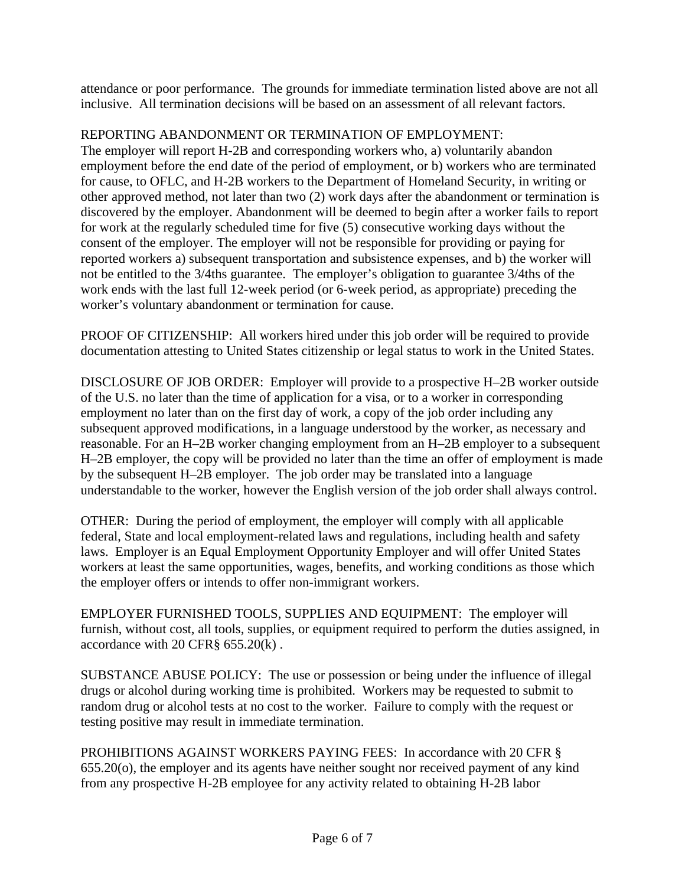attendance or poor performance. The grounds for immediate termination listed above are not all inclusive. All termination decisions will be based on an assessment of all relevant factors.

REPORTING ABANDONMENT OR TERMINATION OF EMPLOYMENT:
The employer will report H-2B and corresponding workers who, a) voluntarily abandon employment before the end date of the period of employment, or b) workers who are terminated for cause, to OFLC, and H-2B workers to the Department of Homeland Security, in writing or other approved method, not later than two (2) work days after the abandonment or termination is discovered by the employer. Abandonment will be deemed to begin after a worker fails to report for work at the regularly scheduled time for five (5) consecutive working days without the consent of the employer. The employer will not be responsible for providing or paying for reported workers a) subsequent transportation and subsistence expenses, and b) the worker will not be entitled to the 3/4ths guarantee. The employer's obligation to guarantee 3/4ths of the work ends with the last full 12-week period (or 6-week period, as appropriate) preceding the worker's voluntary abandonment or termination for cause.

PROOF OF CITIZENSHIP: All workers hired under this job order will be required to provide documentation attesting to United States citizenship or legal status to work in the United States.

DISCLOSURE OF JOB ORDER: Employer will provide to a prospective H–2B worker outside of the U.S. no later than the time of application for a visa, or to a worker in corresponding employment no later than on the first day of work, a copy of the job order including any subsequent approved modifications, in a language understood by the worker, as necessary and reasonable. For an H–2B worker changing employment from an H–2B employer to a subsequent H–2B employer, the copy will be provided no later than the time an offer of employment is made by the subsequent H–2B employer. The job order may be translated into a language understandable to the worker, however the English version of the job order shall always control.

OTHER: During the period of employment, the employer will comply with all applicable federal, State and local employment-related laws and regulations, including health and safety laws. Employer is an Equal Employment Opportunity Employer and will offer United States workers at least the same opportunities, wages, benefits, and working conditions as those which the employer offers or intends to offer non-immigrant workers.

EMPLOYER FURNISHED TOOLS, SUPPLIES AND EQUIPMENT: The employer will furnish, without cost, all tools, supplies, or equipment required to perform the duties assigned, in accordance with 20 CFR§ 655.20(k) .

SUBSTANCE ABUSE POLICY: The use or possession or being under the influence of illegal drugs or alcohol during working time is prohibited. Workers may be requested to submit to random drug or alcohol tests at no cost to the worker. Failure to comply with the request or testing positive may result in immediate termination.

PROHIBITIONS AGAINST WORKERS PAYING FEES: In accordance with 20 CFR § 655.20(o), the employer and its agents have neither sought nor received payment of any kind from any prospective H-2B employee for any activity related to obtaining H-2B labor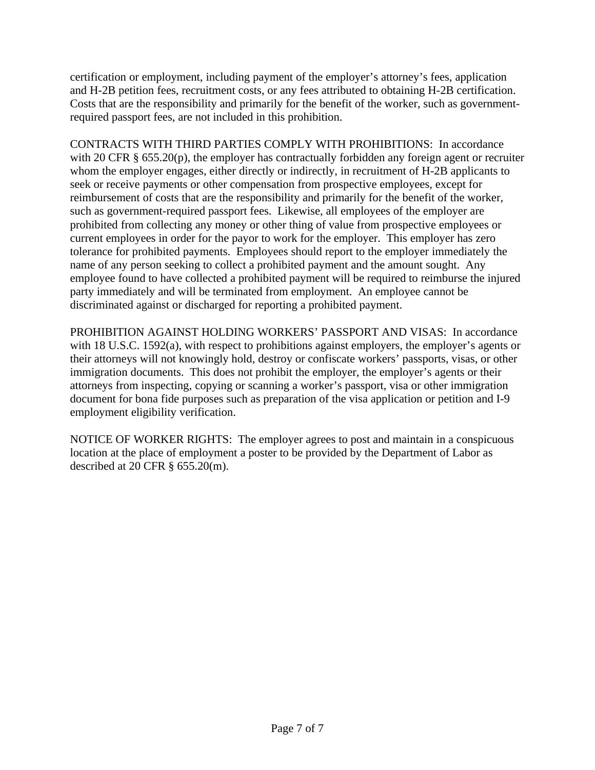certification or employment, including payment of the employer's attorney's fees, application and H-2B petition fees, recruitment costs, or any fees attributed to obtaining H-2B certification. Costs that are the responsibility and primarily for the benefit of the worker, such as government-required passport fees, are not included in this prohibition.

CONTRACTS WITH THIRD PARTIES COMPLY WITH PROHIBITIONS: In accordance with 20 CFR § 655.20(p), the employer has contractually forbidden any foreign agent or recruiter whom the employer engages, either directly or indirectly, in recruitment of H-2B applicants to seek or receive payments or other compensation from prospective employees, except for reimbursement of costs that are the responsibility and primarily for the benefit of the worker, such as government-required passport fees. Likewise, all employees of the employer are prohibited from collecting any money or other thing of value from prospective employees or current employees in order for the payor to work for the employer. This employer has zero tolerance for prohibited payments. Employees should report to the employer immediately the name of any person seeking to collect a prohibited payment and the amount sought. Any employee found to have collected a prohibited payment will be required to reimburse the injured party immediately and will be terminated from employment. An employee cannot be discriminated against or discharged for reporting a prohibited payment.

PROHIBITION AGAINST HOLDING WORKERS' PASSPORT AND VISAS: In accordance with 18 U.S.C. 1592(a), with respect to prohibitions against employers, the employer's agents or their attorneys will not knowingly hold, destroy or confiscate workers' passports, visas, or other immigration documents. This does not prohibit the employer, the employer's agents or their attorneys from inspecting, copying or scanning a worker's passport, visa or other immigration document for bona fide purposes such as preparation of the visa application or petition and I-9 employment eligibility verification.

NOTICE OF WORKER RIGHTS: The employer agrees to post and maintain in a conspicuous location at the place of employment a poster to be provided by the Department of Labor as described at 20 CFR § 655.20(m).